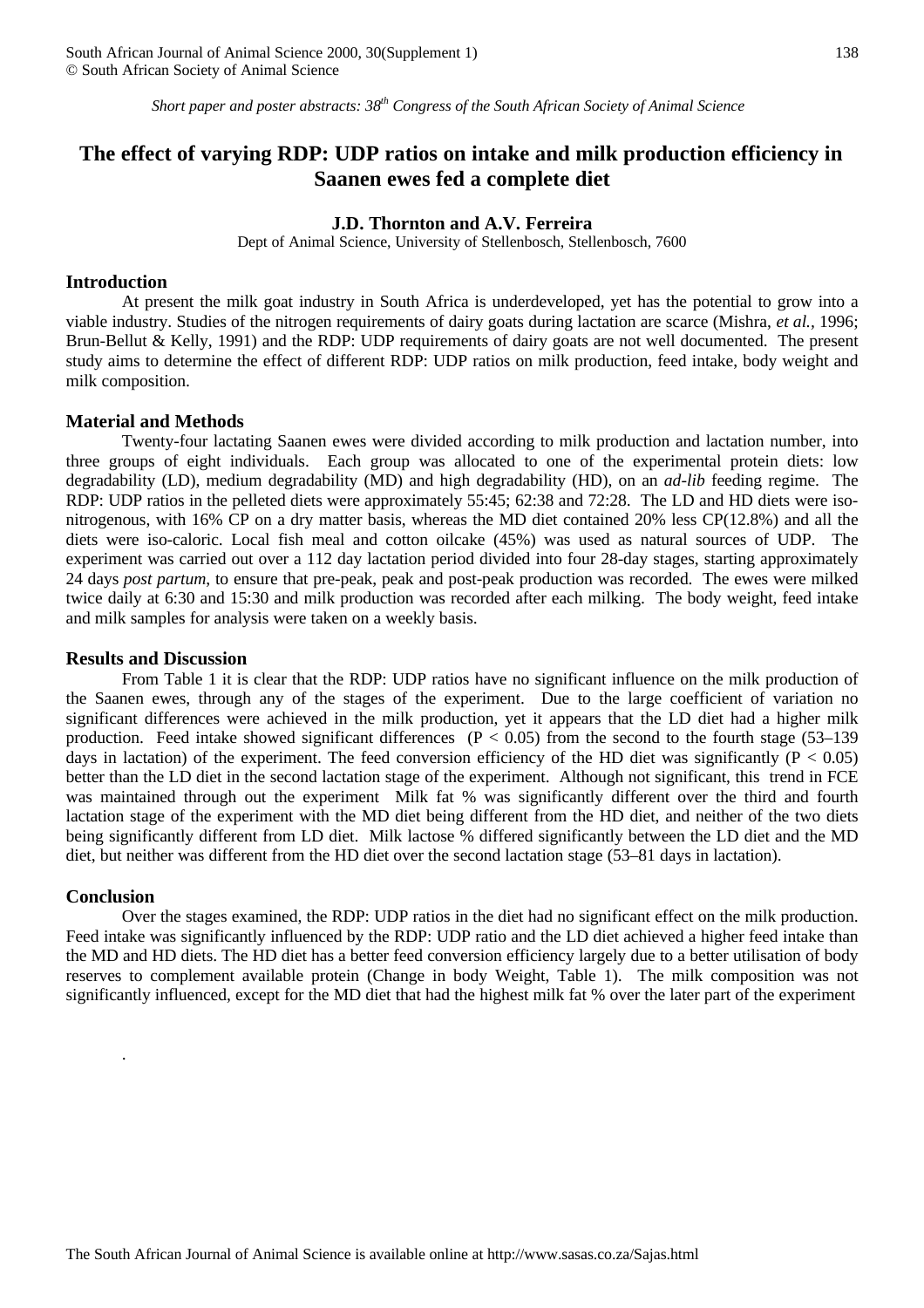*Short paper and poster abstracts: 38th Congress of the South African Society of Animal Science*

# The effect of varying RDP: UDP ratios on intake and milk production efficiency in Saanen ewes fed a complete diet

**J.D. Thornton and A.V. Ferreira**

Dept of Animal Science, University of Stellenbosch, Stellenbosch, 7600

## Introduction

At present the milk goat industry in South Africa is underdeveloped, yet has the potential to grow into a viable industry. Studies of the nitrogen requirements of dairy goats during lactation are scarce (Mishra, *et al.*, 1996; Brun-Bellut & Kelly, 1991) and the RDP: UDP requirements of dairy goats are not well documented. The present study aims to determine the effect of different RDP: UDP ratios on milk production, feed intake, body weight and milk composition.

## Material and Methods

Twenty-four lactating Saanen ewes were divided according to milk production and lactation number, into three groups of eight individuals. Each group was allocated to one of the experimental protein diets: low degradability (LD), medium degradability (MD) and high degradability (HD), on an *ad-lib* feeding regime. The RDP: UDP ratios in the pelleted diets were approximately 55:45; 62:38 and 72:28. The LD and HD diets were iso-nitrogenous, with 16% CP on a dry matter basis, whereas the MD diet contained 20% less CP(12.8%) and all the diets were iso-caloric. Local fish meal and cotton oilcake (45%) was used as natural sources of UDP. The experiment was carried out over a 112 day lactation period divided into four 28-day stages, starting approximately 24 days *post partum*, to ensure that pre-peak, peak and post-peak production was recorded. The ewes were milked twice daily at 6:30 and 15:30 and milk production was recorded after each milking. The body weight, feed intake and milk samples for analysis were taken on a weekly basis.

## Results and Discussion

From Table 1 it is clear that the RDP: UDP ratios have no significant influence on the milk production of the Saanen ewes, through any of the stages of the experiment. Due to the large coefficient of variation no significant differences were achieved in the milk production, yet it appears that the LD diet had a higher milk production. Feed intake showed significant differences ($P < 0.05$) from the second to the fourth stage (53–139 days in lactation) of the experiment. The feed conversion efficiency of the HD diet was significantly ($P < 0.05$) better than the LD diet in the second lactation stage of the experiment. Although not significant, this trend in FCE was maintained through out the experiment Milk fat % was significantly different over the third and fourth lactation stage of the experiment with the MD diet being different from the HD diet, and neither of the two diets being significantly different from LD diet. Milk lactose % differed significantly between the LD diet and the MD diet, but neither was different from the HD diet over the second lactation stage (53–81 days in lactation).

## Conclusion

Over the stages examined, the RDP: UDP ratios in the diet had no significant effect on the milk production. Feed intake was significantly influenced by the RDP: UDP ratio and the LD diet achieved a higher feed intake than the MD and HD diets. The HD diet has a better feed conversion efficiency largely due to a better utilisation of body reserves to complement available protein (Change in body Weight, Table 1). The milk composition was not significantly influenced, except for the MD diet that had the highest milk fat % over the later part of the experiment

.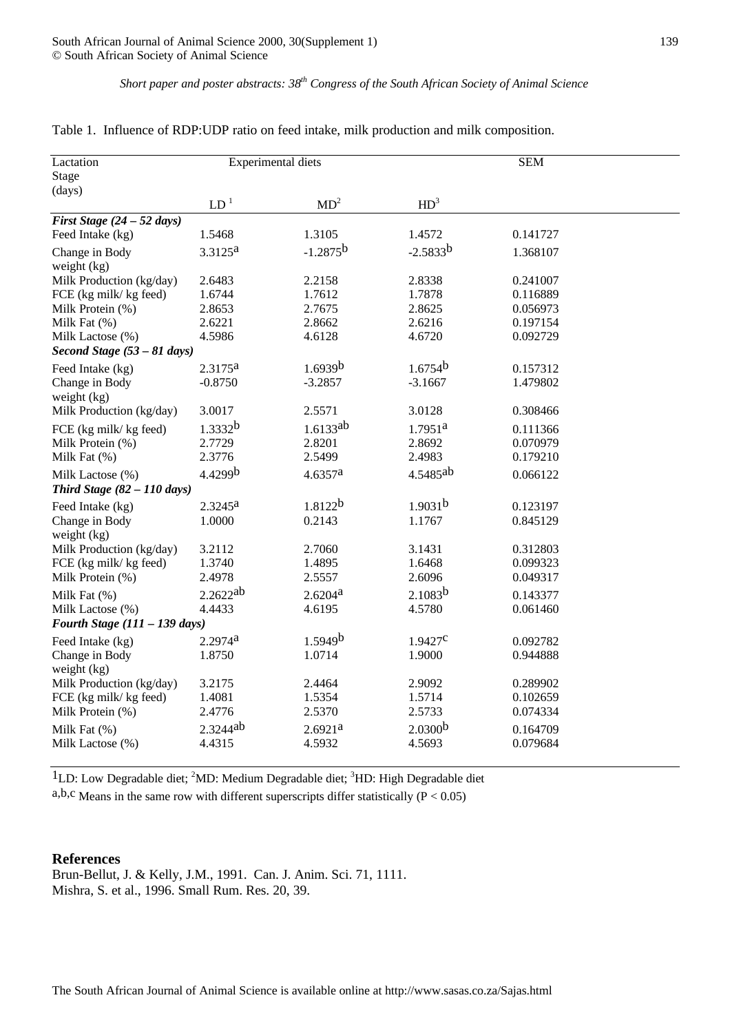Table 1. Influence of RDP:UDP ratio on feed intake, milk production and milk composition.

| Lactation Stage (days) | Experimental diets | | | SEM |
|---|---|---|---|---|
| | LD[1] | MD[2] | HD[3] | |
| ***First Stage (24 – 52 days)*** | | | | |
| Feed Intake (kg) | 1.5468 | 1.3105 | 1.4572 | 0.141727 |
| Change in Body weight (kg) | 3.3125[a] | -1.2875[b] | -2.5833[b] | 1.368107 |
| Milk Production (kg/day) | 2.6483 | 2.2158 | 2.8338 | 0.241007 |
| FCE (kg milk/ kg feed) | 1.6744 | 1.7612 | 1.7878 | 0.116889 |
| Milk Protein (%) | 2.8653 | 2.7675 | 2.8625 | 0.056973 |
| Milk Fat (%) | 2.6221 | 2.8662 | 2.6216 | 0.197154 |
| Milk Lactose (%) | 4.5986 | 4.6128 | 4.6720 | 0.092729 |
| ***Second Stage (53 – 81 days)*** | | | | |
| Feed Intake (kg) | 2.3175[a] | 1.6939[b] | 1.6754[b] | 0.157312 |
| Change in Body weight (kg) | -0.8750 | -3.2857 | -3.1667 | 1.479802 |
| Milk Production (kg/day) | 3.0017 | 2.5571 | 3.0128 | 0.308466 |
| FCE (kg milk/ kg feed) | 1.3332[b] | 1.6133[ab] | 1.7951[a] | 0.111366 |
| Milk Protein (%) | 2.7729 | 2.8201 | 2.8692 | 0.070979 |
| Milk Fat (%) | 2.3776 | 2.5499 | 2.4983 | 0.179210 |
| Milk Lactose (%) | 4.4299[b] | 4.6357[a] | 4.5485[ab] | 0.066122 |
| ***Third Stage (82 – 110 days)*** | | | | |
| Feed Intake (kg) | 2.3245[a] | 1.8122[b] | 1.9031[b] | 0.123197 |
| Change in Body weight (kg) | 1.0000 | 0.2143 | 1.1767 | 0.845129 |
| Milk Production (kg/day) | 3.2112 | 2.7060 | 3.1431 | 0.312803 |
| FCE (kg milk/ kg feed) | 1.3740 | 1.4895 | 1.6468 | 0.099323 |
| Milk Protein (%) | 2.4978 | 2.5557 | 2.6096 | 0.049317 |
| Milk Fat (%) | 2.2622[ab] | 2.6204[a] | 2.1083[b] | 0.143377 |
| Milk Lactose (%) | 4.4433 | 4.6195 | 4.5780 | 0.061460 |
| ***Fourth Stage (111 – 139 days)*** | | | | |
| Feed Intake (kg) | 2.2974[a] | 1.5949[b] | 1.9427[c] | 0.092782 |
| Change in Body weight (kg) | 1.8750 | 1.0714 | 1.9000 | 0.944888 |
| Milk Production (kg/day) | 3.2175 | 2.4464 | 2.9092 | 0.289902 |
| FCE (kg milk/ kg feed) | 1.4081 | 1.5354 | 1.5714 | 0.102659 |
| Milk Protein (%) | 2.4776 | 2.5370 | 2.5733 | 0.074334 |
| Milk Fat (%) | 2.3244[ab] | 2.6921[a] | 2.0300[b] | 0.164709 |
| Milk Lactose (%) | 4.4315 | 4.5932 | 4.5693 | 0.079684 |

[1]LD: Low Degradable diet; [2]MD: Medium Degradable diet; [3]HD: High Degradable diet

[a,b,c] Means in the same row with different superscripts differ statistically ($P < 0.05$)

## References

Brun-Bellut, J. & Kelly, J.M., 1991. Can. J. Anim. Sci. 71, 1111.
Mishra, S. et al., 1996. Small Rum. Res. 20, 39.